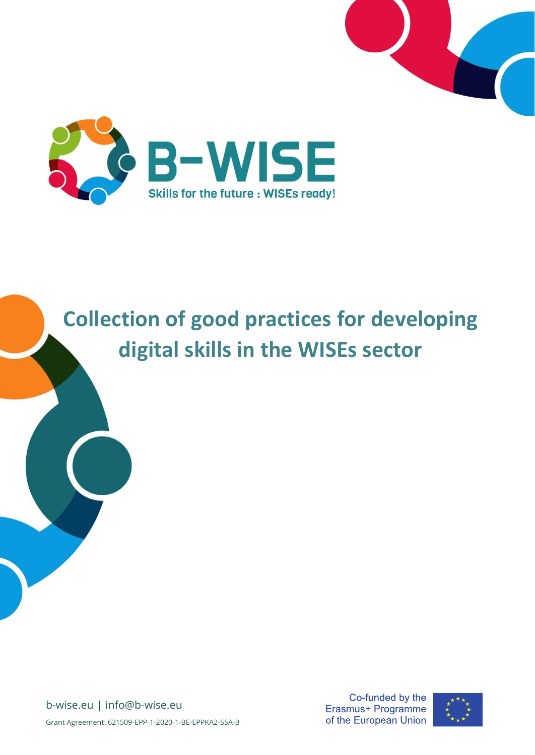B-WISE

Skills for the future : WISEs ready!

# Collection of good practices for developing digital skills in the WISEs sector

b-wise.eu | info@b-wise.eu

Grant Agreement: 621509-EPP-1-2020-1-BE-EPPKA2-SSA-B

Co-funded by the Erasmus+ Programme of the European Union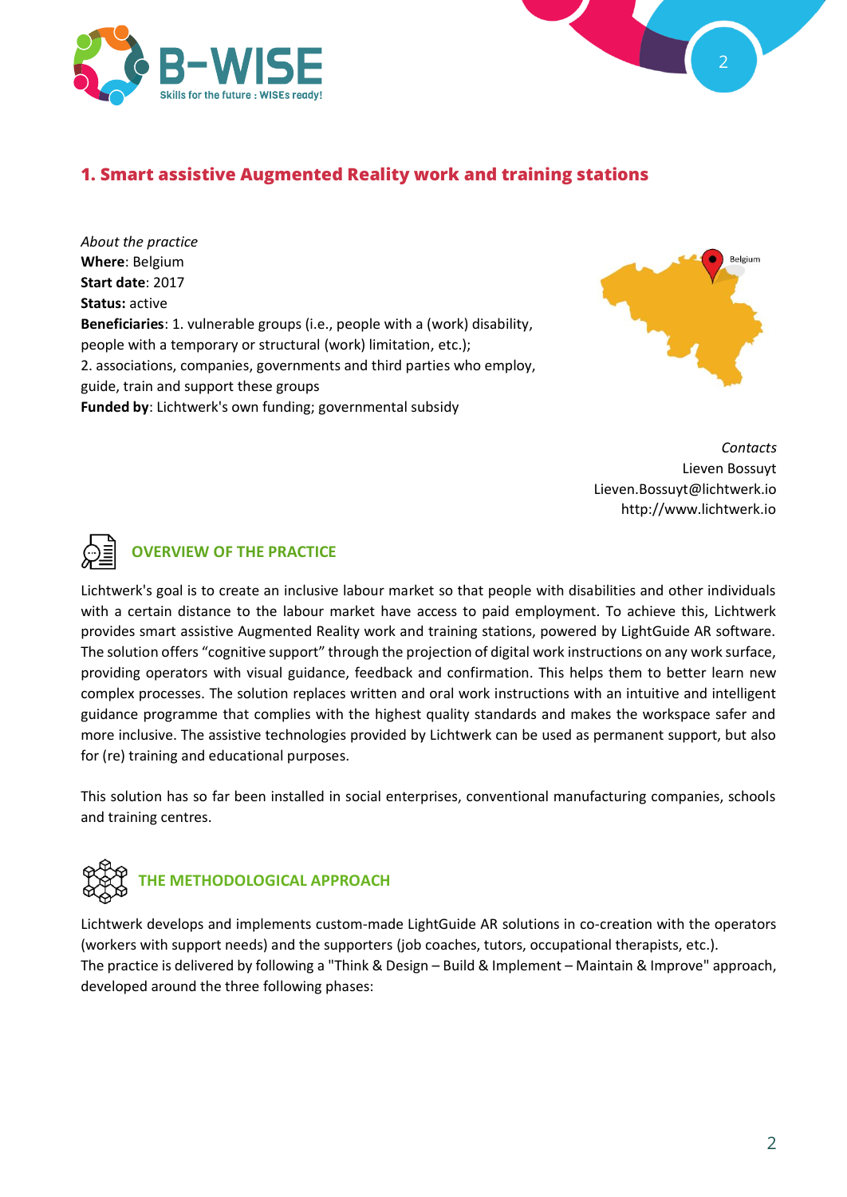## 1. Smart assistive Augmented Reality work and training stations

*About the practice*
**Where**: Belgium
**Start date**: 2017
**Status:** active
**Beneficiaries**: 1. vulnerable groups (i.e., people with a (work) disability, people with a temporary or structural (work) limitation, etc.);
2. associations, companies, governments and third parties who employ, guide, train and support these groups
**Funded by**: Lichtwerk's own funding; governmental subsidy

*Contacts*
Lieven Bossuyt
Lieven.Bossuyt@lichtwerk.io
http://www.lichtwerk.io

### OVERVIEW OF THE PRACTICE

Lichtwerk's goal is to create an inclusive labour market so that people with disabilities and other individuals with a certain distance to the labour market have access to paid employment. To achieve this, Lichtwerk provides smart assistive Augmented Reality work and training stations, powered by LightGuide AR software. The solution offers "cognitive support" through the projection of digital work instructions on any work surface, providing operators with visual guidance, feedback and confirmation. This helps them to better learn new complex processes. The solution replaces written and oral work instructions with an intuitive and intelligent guidance programme that complies with the highest quality standards and makes the workspace safer and more inclusive. The assistive technologies provided by Lichtwerk can be used as permanent support, but also for (re) training and educational purposes.

This solution has so far been installed in social enterprises, conventional manufacturing companies, schools and training centres.

### THE METHODOLOGICAL APPROACH

Lichtwerk develops and implements custom-made LightGuide AR solutions in co-creation with the operators (workers with support needs) and the supporters (job coaches, tutors, occupational therapists, etc.).
The practice is delivered by following a "Think & Design – Build & Implement – Maintain & Improve" approach, developed around the three following phases: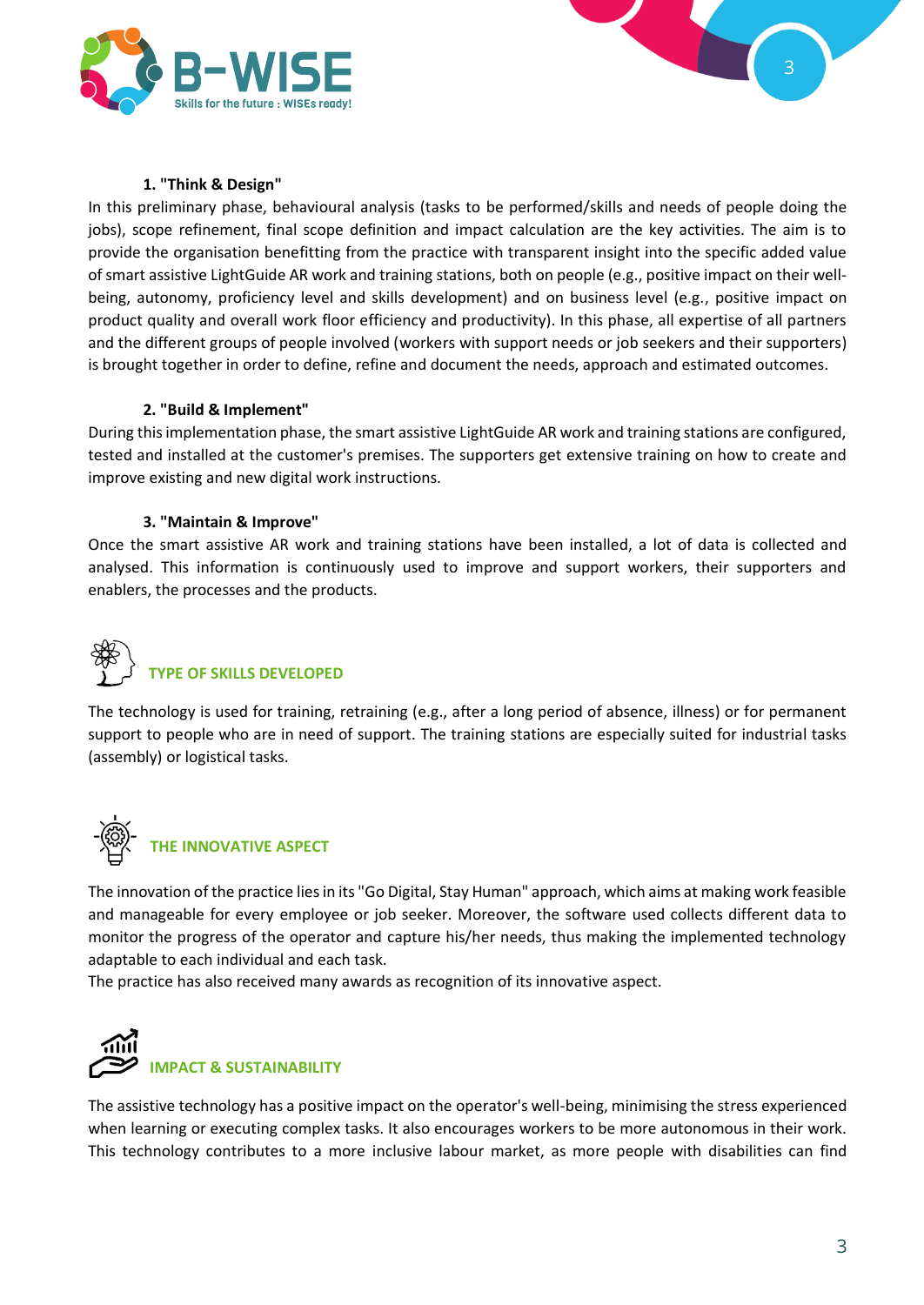### 1. "Think & Design"

In this preliminary phase, behavioural analysis (tasks to be performed/skills and needs of people doing the jobs), scope refinement, final scope definition and impact calculation are the key activities. The aim is to provide the organisation benefitting from the practice with transparent insight into the specific added value of smart assistive LightGuide AR work and training stations, both on people (e.g., positive impact on their well-being, autonomy, proficiency level and skills development) and on business level (e.g., positive impact on product quality and overall work floor efficiency and productivity). In this phase, all expertise of all partners and the different groups of people involved (workers with support needs or job seekers and their supporters) is brought together in order to define, refine and document the needs, approach and estimated outcomes.

### 2. "Build & Implement"

During this implementation phase, the smart assistive LightGuide AR work and training stations are configured, tested and installed at the customer's premises. The supporters get extensive training on how to create and improve existing and new digital work instructions.

### 3. "Maintain & Improve"

Once the smart assistive AR work and training stations have been installed, a lot of data is collected and analysed. This information is continuously used to improve and support workers, their supporters and enablers, the processes and the products.

## TYPE OF SKILLS DEVELOPED

The technology is used for training, retraining (e.g., after a long period of absence, illness) or for permanent support to people who are in need of support. The training stations are especially suited for industrial tasks (assembly) or logistical tasks.

## THE INNOVATIVE ASPECT

The innovation of the practice lies in its "Go Digital, Stay Human" approach, which aims at making work feasible and manageable for every employee or job seeker. Moreover, the software used collects different data to monitor the progress of the operator and capture his/her needs, thus making the implemented technology adaptable to each individual and each task.

The practice has also received many awards as recognition of its innovative aspect.

## IMPACT & SUSTAINABILITY

The assistive technology has a positive impact on the operator's well-being, minimising the stress experienced when learning or executing complex tasks. It also encourages workers to be more autonomous in their work. This technology contributes to a more inclusive labour market, as more people with disabilities can find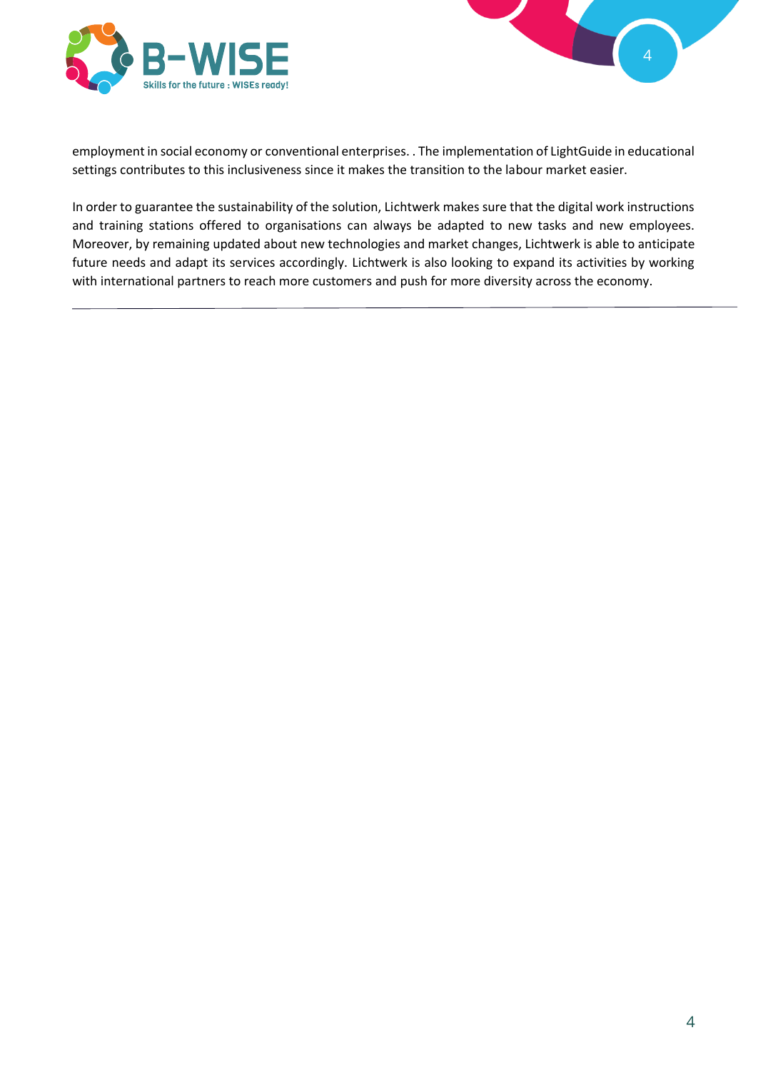employment in social economy or conventional enterprises. . The implementation of LightGuide in educational settings contributes to this inclusiveness since it makes the transition to the labour market easier.

In order to guarantee the sustainability of the solution, Lichtwerk makes sure that the digital work instructions and training stations offered to organisations can always be adapted to new tasks and new employees. Moreover, by remaining updated about new technologies and market changes, Lichtwerk is able to anticipate future needs and adapt its services accordingly. Lichtwerk is also looking to expand its activities by working with international partners to reach more customers and push for more diversity across the economy.

---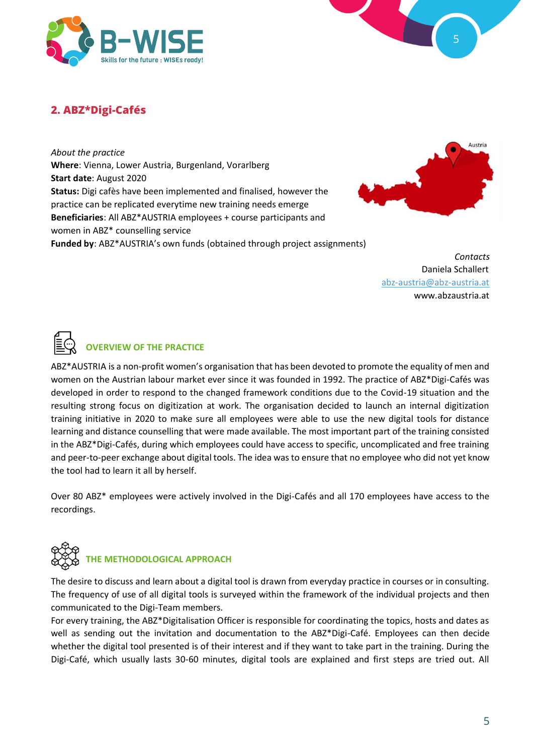## 2. ABZ*Digi-Cafés

*About the practice*
**Where**: Vienna, Lower Austria, Burgenland, Vorarlberg
**Start date**: August 2020
**Status:** Digi cafès have been implemented and finalised, however the practice can be replicated everytime new training needs emerge
**Beneficiaries**: All ABZ*AUSTRIA employees + course participants and women in ABZ* counselling service
**Funded by**: ABZ*AUSTRIA's own funds (obtained through project assignments)

*Contacts*
Daniela Schallert
abz-austria@abz-austria.at
www.abzaustria.at

### OVERVIEW OF THE PRACTICE

ABZ*AUSTRIA is a non-profit women's organisation that has been devoted to promote the equality of men and women on the Austrian labour market ever since it was founded in 1992. The practice of ABZ*Digi-Cafés was developed in order to respond to the changed framework conditions due to the Covid-19 situation and the resulting strong focus on digitization at work. The organisation decided to launch an internal digitization training initiative in 2020 to make sure all employees were able to use the new digital tools for distance learning and distance counselling that were made available. The most important part of the training consisted in the ABZ*Digi-Cafés, during which employees could have access to specific, uncomplicated and free training and peer-to-peer exchange about digital tools. The idea was to ensure that no employee who did not yet know the tool had to learn it all by herself.

Over 80 ABZ* employees were actively involved in the Digi-Cafés and all 170 employees have access to the recordings.

### THE METHODOLOGICAL APPROACH

The desire to discuss and learn about a digital tool is drawn from everyday practice in courses or in consulting. The frequency of use of all digital tools is surveyed within the framework of the individual projects and then communicated to the Digi-Team members.
For every training, the ABZ*Digitalisation Officer is responsible for coordinating the topics, hosts and dates as well as sending out the invitation and documentation to the ABZ*Digi-Café. Employees can then decide whether the digital tool presented is of their interest and if they want to take part in the training. During the Digi-Café, which usually lasts 30-60 minutes, digital tools are explained and first steps are tried out. All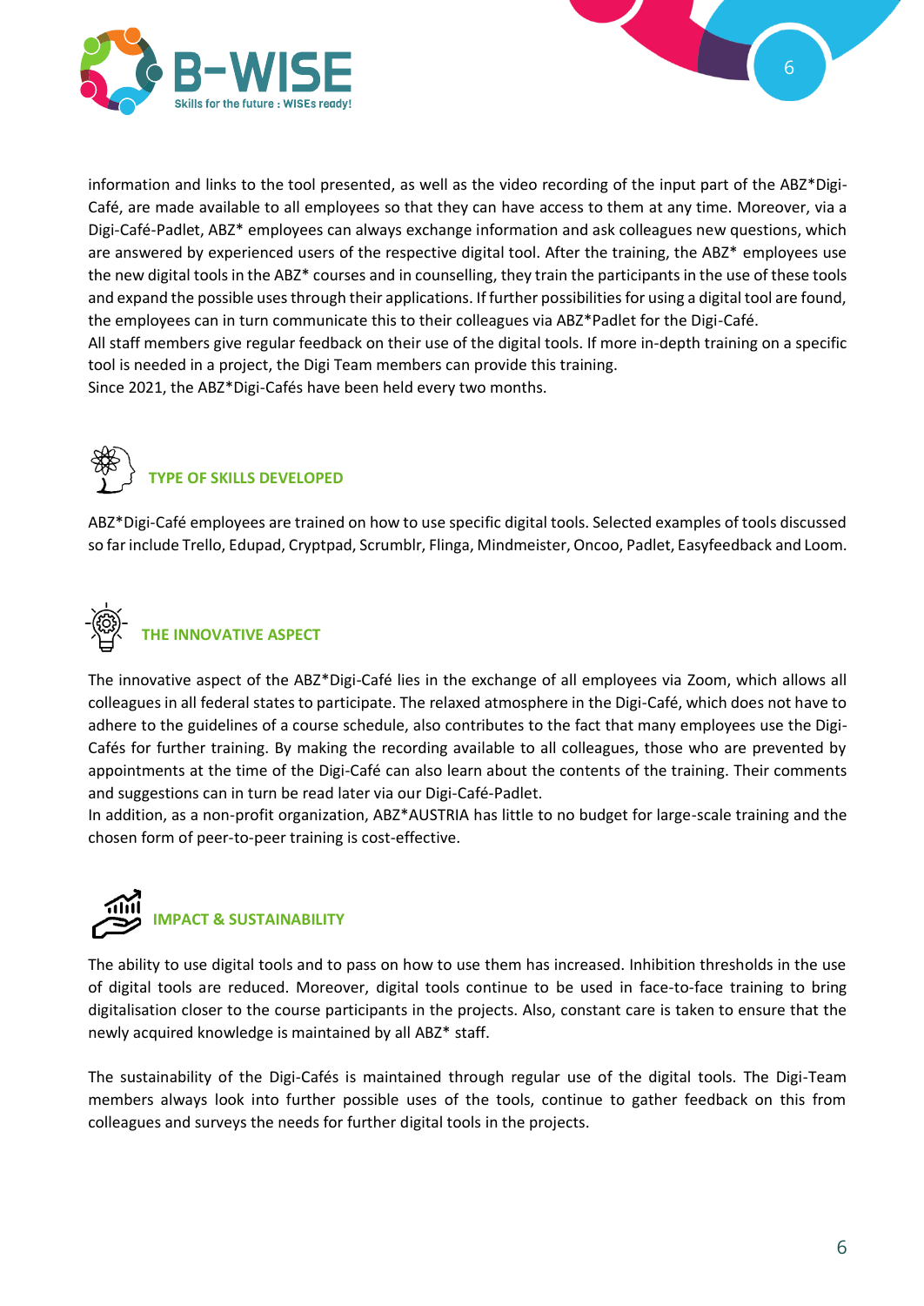information and links to the tool presented, as well as the video recording of the input part of the ABZ*Digi-Café, are made available to all employees so that they can have access to them at any time. Moreover, via a Digi-Café-Padlet, ABZ* employees can always exchange information and ask colleagues new questions, which are answered by experienced users of the respective digital tool. After the training, the ABZ* employees use the new digital tools in the ABZ* courses and in counselling, they train the participants in the use of these tools and expand the possible uses through their applications. If further possibilities for using a digital tool are found, the employees can in turn communicate this to their colleagues via ABZ*Padlet for the Digi-Café.
All staff members give regular feedback on their use of the digital tools. If more in-depth training on a specific tool is needed in a project, the Digi Team members can provide this training.
Since 2021, the ABZ*Digi-Cafés have been held every two months.

## TYPE OF SKILLS DEVELOPED

ABZ*Digi-Café employees are trained on how to use specific digital tools. Selected examples of tools discussed so far include Trello, Edupad, Cryptpad, Scrumblr, Flinga, Mindmeister, Oncoo, Padlet, Easyfeedback and Loom.

## THE INNOVATIVE ASPECT

The innovative aspect of the ABZ*Digi-Café lies in the exchange of all employees via Zoom, which allows all colleagues in all federal states to participate. The relaxed atmosphere in the Digi-Café, which does not have to adhere to the guidelines of a course schedule, also contributes to the fact that many employees use the Digi-Cafés for further training. By making the recording available to all colleagues, those who are prevented by appointments at the time of the Digi-Café can also learn about the contents of the training. Their comments and suggestions can in turn be read later via our Digi-Café-Padlet.
In addition, as a non-profit organization, ABZ*AUSTRIA has little to no budget for large-scale training and the chosen form of peer-to-peer training is cost-effective.

## IMPACT & SUSTAINABILITY

The ability to use digital tools and to pass on how to use them has increased. Inhibition thresholds in the use of digital tools are reduced. Moreover, digital tools continue to be used in face-to-face training to bring digitalisation closer to the course participants in the projects. Also, constant care is taken to ensure that the newly acquired knowledge is maintained by all ABZ* staff.

The sustainability of the Digi-Cafés is maintained through regular use of the digital tools. The Digi-Team members always look into further possible uses of the tools, continue to gather feedback on this from colleagues and surveys the needs for further digital tools in the projects.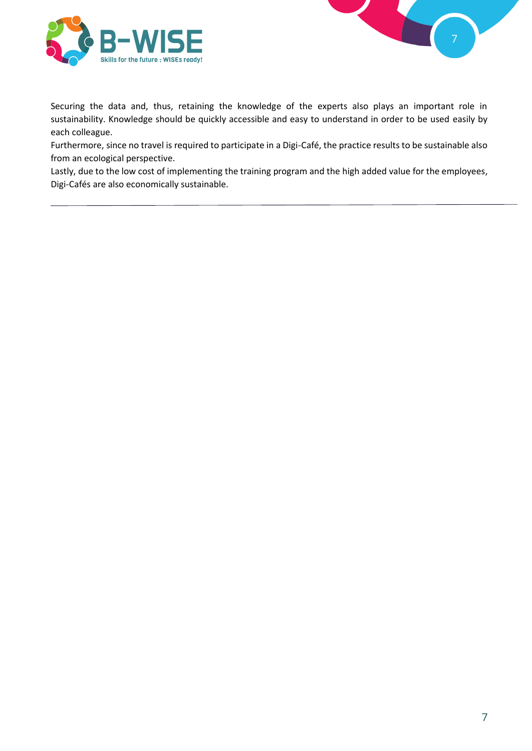Securing the data and, thus, retaining the knowledge of the experts also plays an important role in sustainability. Knowledge should be quickly accessible and easy to understand in order to be used easily by each colleague.

Furthermore, since no travel is required to participate in a Digi-Café, the practice results to be sustainable also from an ecological perspective.

Lastly, due to the low cost of implementing the training program and the high added value for the employees, Digi-Cafés are also economically sustainable.

---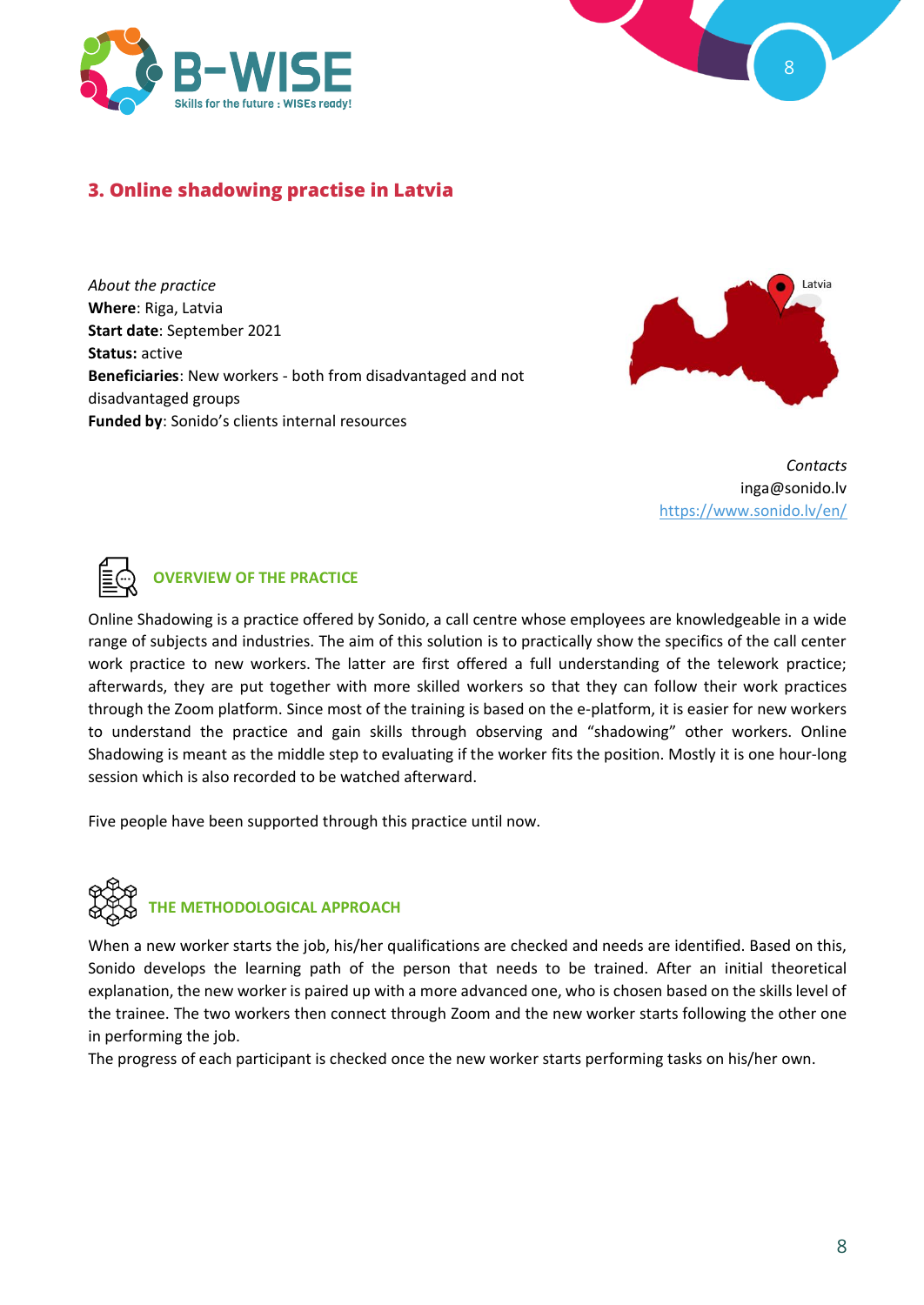## 3. Online shadowing practise in Latvia

*About the practice*
**Where**: Riga, Latvia
**Start date**: September 2021
**Status:** active
**Beneficiaries**: New workers - both from disadvantaged and not disadvantaged groups
**Funded by**: Sonido's clients internal resources

*Contacts*
inga@sonido.lv
https://www.sonido.lv/en/

### OVERVIEW OF THE PRACTICE

Online Shadowing is a practice offered by Sonido, a call centre whose employees are knowledgeable in a wide range of subjects and industries. The aim of this solution is to practically show the specifics of the call center work practice to new workers. The latter are first offered a full understanding of the telework practice; afterwards, they are put together with more skilled workers so that they can follow their work practices through the Zoom platform. Since most of the training is based on the e-platform, it is easier for new workers to understand the practice and gain skills through observing and "shadowing" other workers. Online Shadowing is meant as the middle step to evaluating if the worker fits the position. Mostly it is one hour-long session which is also recorded to be watched afterward.

Five people have been supported through this practice until now.

### THE METHODOLOGICAL APPROACH

When a new worker starts the job, his/her qualifications are checked and needs are identified. Based on this, Sonido develops the learning path of the person that needs to be trained. After an initial theoretical explanation, the new worker is paired up with a more advanced one, who is chosen based on the skills level of the trainee. The two workers then connect through Zoom and the new worker starts following the other one in performing the job.
The progress of each participant is checked once the new worker starts performing tasks on his/her own.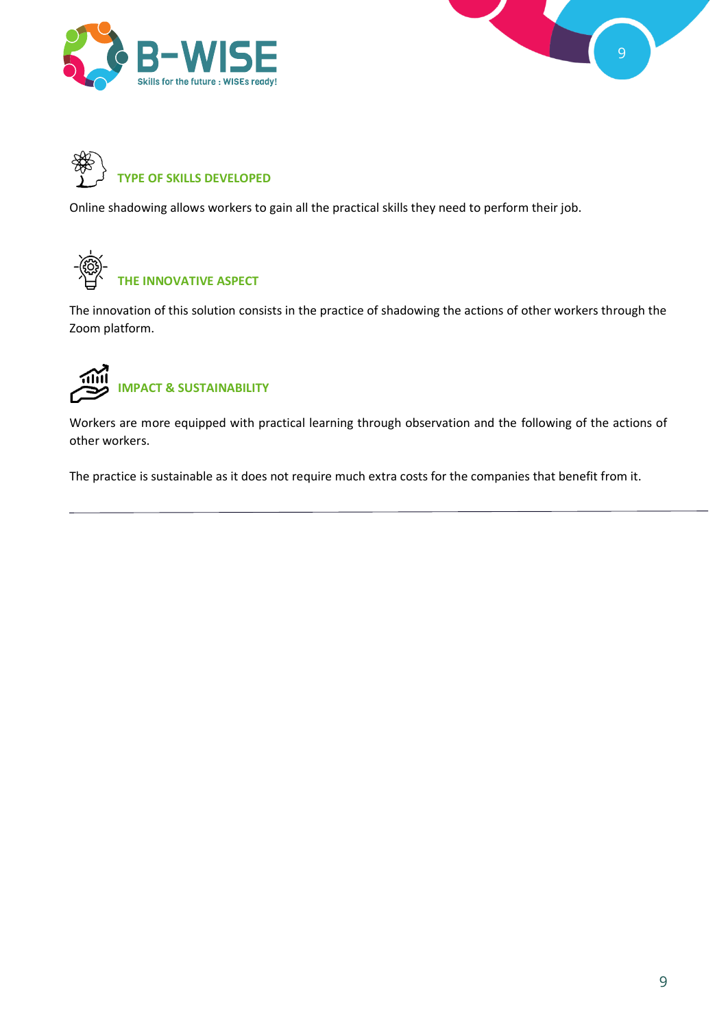### TYPE OF SKILLS DEVELOPED

Online shadowing allows workers to gain all the practical skills they need to perform their job.

### THE INNOVATIVE ASPECT

The innovation of this solution consists in the practice of shadowing the actions of other workers through the Zoom platform.

### IMPACT & SUSTAINABILITY

Workers are more equipped with practical learning through observation and the following of the actions of other workers.

The practice is sustainable as it does not require much extra costs for the companies that benefit from it.

---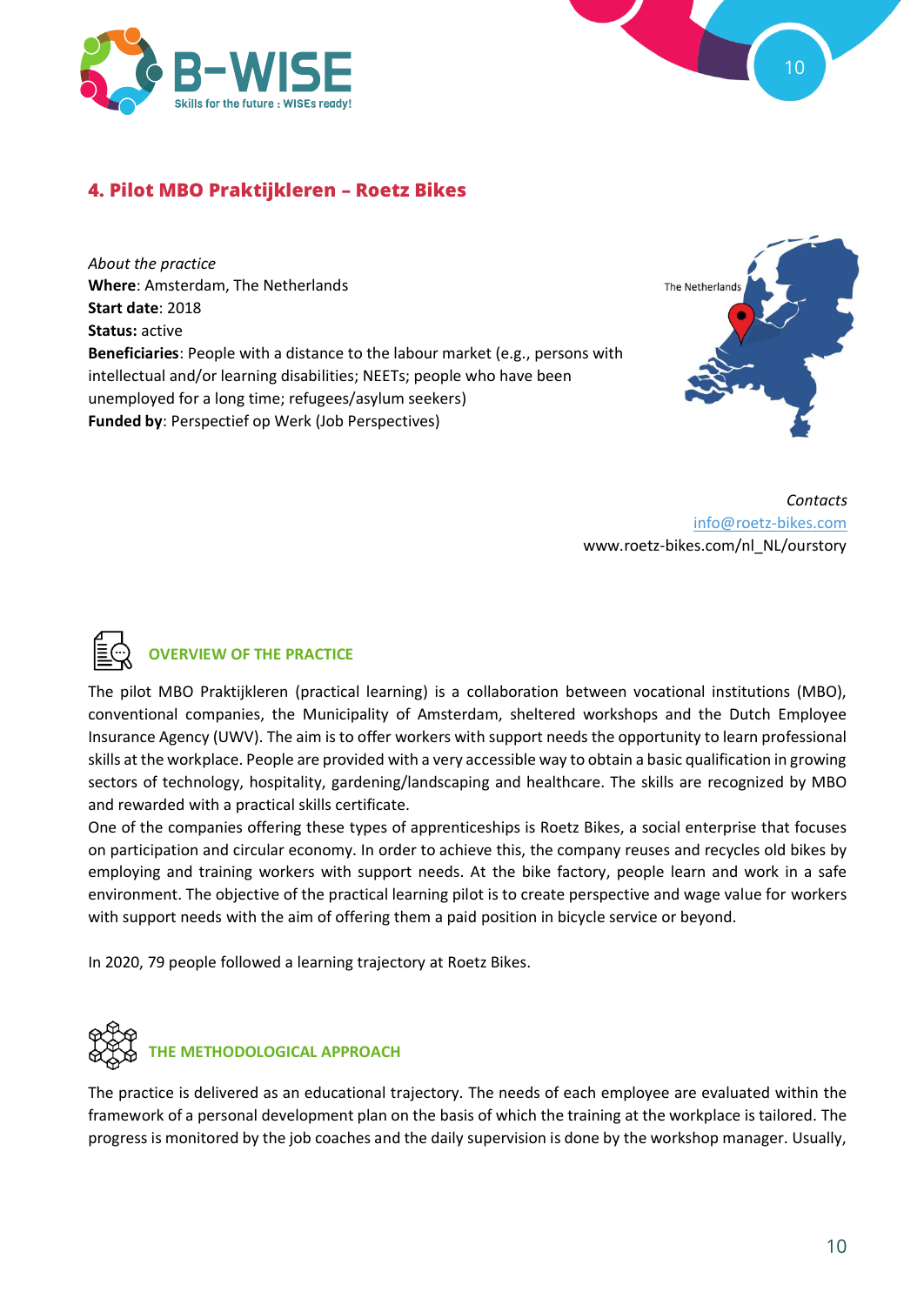## 4. Pilot MBO Praktijkleren – Roetz Bikes

*About the practice*
**Where**: Amsterdam, The Netherlands
**Start date**: 2018
**Status:** active
**Beneficiaries**: People with a distance to the labour market (e.g., persons with intellectual and/or learning disabilities; NEETs; people who have been unemployed for a long time; refugees/asylum seekers)
**Funded by**: Perspectief op Werk (Job Perspectives)

*Contacts*
info@roetz-bikes.com
www.roetz-bikes.com/nl_NL/ourstory

### OVERVIEW OF THE PRACTICE

The pilot MBO Praktijkleren (practical learning) is a collaboration between vocational institutions (MBO), conventional companies, the Municipality of Amsterdam, sheltered workshops and the Dutch Employee Insurance Agency (UWV). The aim is to offer workers with support needs the opportunity to learn professional skills at the workplace. People are provided with a very accessible way to obtain a basic qualification in growing sectors of technology, hospitality, gardening/landscaping and healthcare. The skills are recognized by MBO and rewarded with a practical skills certificate.

One of the companies offering these types of apprenticeships is Roetz Bikes, a social enterprise that focuses on participation and circular economy. In order to achieve this, the company reuses and recycles old bikes by employing and training workers with support needs. At the bike factory, people learn and work in a safe environment. The objective of the practical learning pilot is to create perspective and wage value for workers with support needs with the aim of offering them a paid position in bicycle service or beyond.

In 2020, 79 people followed a learning trajectory at Roetz Bikes.

### THE METHODOLOGICAL APPROACH

The practice is delivered as an educational trajectory. The needs of each employee are evaluated within the framework of a personal development plan on the basis of which the training at the workplace is tailored. The progress is monitored by the job coaches and the daily supervision is done by the workshop manager. Usually,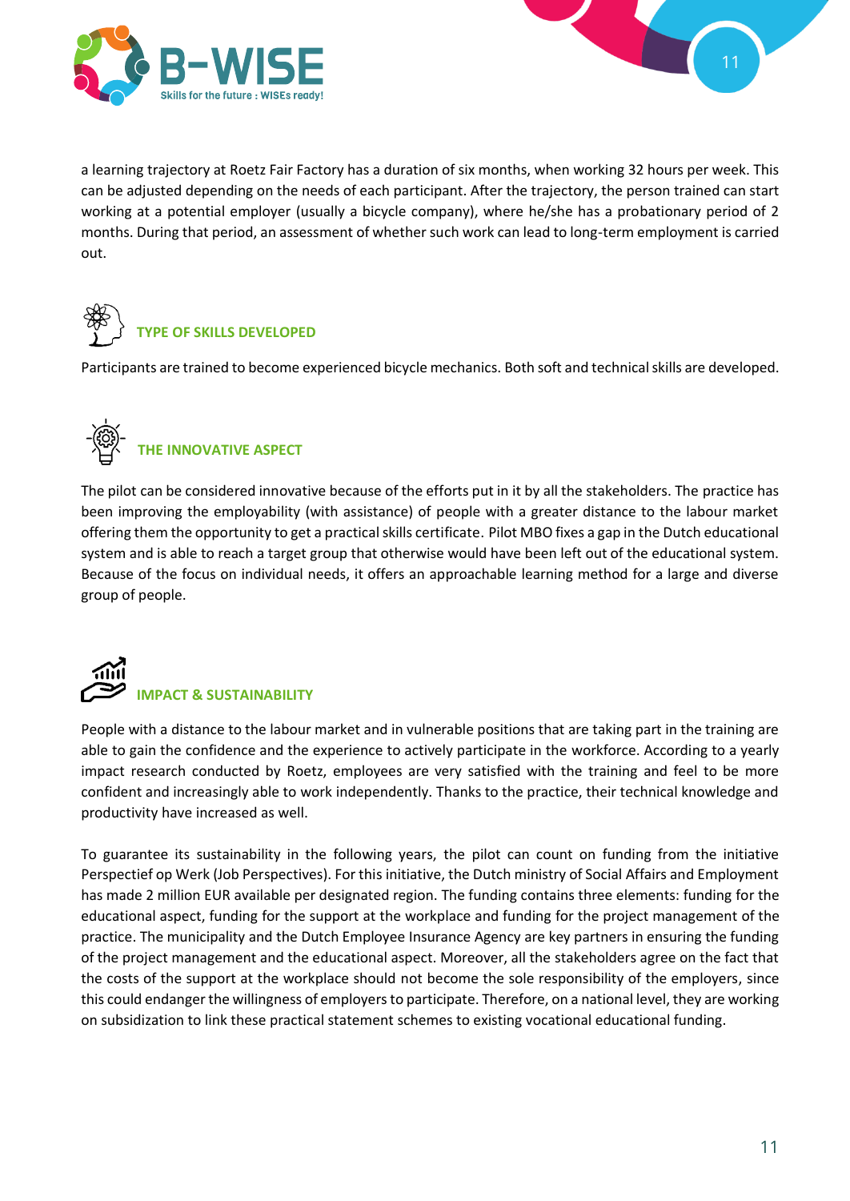a learning trajectory at Roetz Fair Factory has a duration of six months, when working 32 hours per week. This can be adjusted depending on the needs of each participant. After the trajectory, the person trained can start working at a potential employer (usually a bicycle company), where he/she has a probationary period of 2 months. During that period, an assessment of whether such work can lead to long-term employment is carried out.

### TYPE OF SKILLS DEVELOPED

Participants are trained to become experienced bicycle mechanics. Both soft and technical skills are developed.

### THE INNOVATIVE ASPECT

The pilot can be considered innovative because of the efforts put in it by all the stakeholders. The practice has been improving the employability (with assistance) of people with a greater distance to the labour market offering them the opportunity to get a practical skills certificate. Pilot MBO fixes a gap in the Dutch educational system and is able to reach a target group that otherwise would have been left out of the educational system. Because of the focus on individual needs, it offers an approachable learning method for a large and diverse group of people.

### IMPACT & SUSTAINABILITY

People with a distance to the labour market and in vulnerable positions that are taking part in the training are able to gain the confidence and the experience to actively participate in the workforce. According to a yearly impact research conducted by Roetz, employees are very satisfied with the training and feel to be more confident and increasingly able to work independently. Thanks to the practice, their technical knowledge and productivity have increased as well.

To guarantee its sustainability in the following years, the pilot can count on funding from the initiative Perspectief op Werk (Job Perspectives). For this initiative, the Dutch ministry of Social Affairs and Employment has made 2 million EUR available per designated region. The funding contains three elements: funding for the educational aspect, funding for the support at the workplace and funding for the project management of the practice. The municipality and the Dutch Employee Insurance Agency are key partners in ensuring the funding of the project management and the educational aspect. Moreover, all the stakeholders agree on the fact that the costs of the support at the workplace should not become the sole responsibility of the employers, since this could endanger the willingness of employers to participate. Therefore, on a national level, they are working on subsidization to link these practical statement schemes to existing vocational educational funding.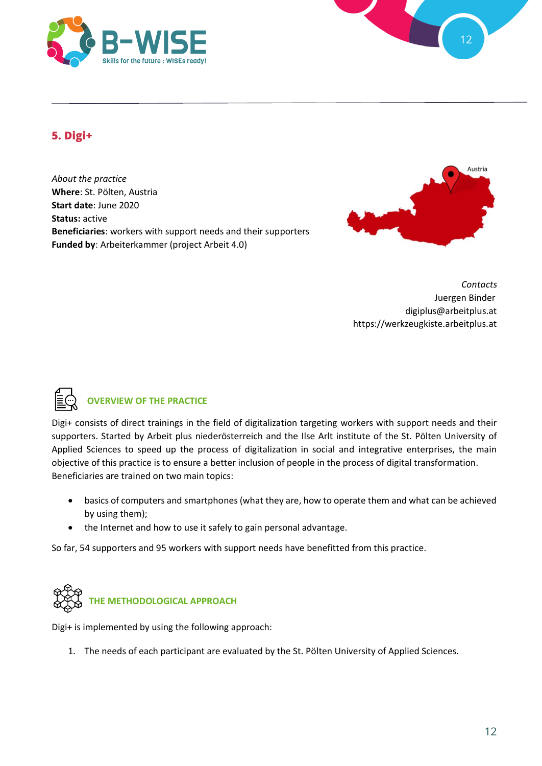## 5. Digi+

*About the practice*
**Where**: St. Pölten, Austria
**Start date**: June 2020
**Status:** active
**Beneficiaries**: workers with support needs and their supporters
**Funded by**: Arbeiterkammer (project Arbeit 4.0)

Austria

*Contacts*
Juergen Binder
digiplus@arbeitplus.at
https://werkzeugkiste.arbeitplus.at

### OVERVIEW OF THE PRACTICE

Digi+ consists of direct trainings in the field of digitalization targeting workers with support needs and their supporters. Started by Arbeit plus niederösterreich and the Ilse Arlt institute of the St. Pölten University of Applied Sciences to speed up the process of digitalization in social and integrative enterprises, the main objective of this practice is to ensure a better inclusion of people in the process of digital transformation. Beneficiaries are trained on two main topics:

- basics of computers and smartphones (what they are, how to operate them and what can be achieved by using them);
- the Internet and how to use it safely to gain personal advantage.

So far, 54 supporters and 95 workers with support needs have benefitted from this practice.

### THE METHODOLOGICAL APPROACH

Digi+ is implemented by using the following approach:

1. The needs of each participant are evaluated by the St. Pölten University of Applied Sciences.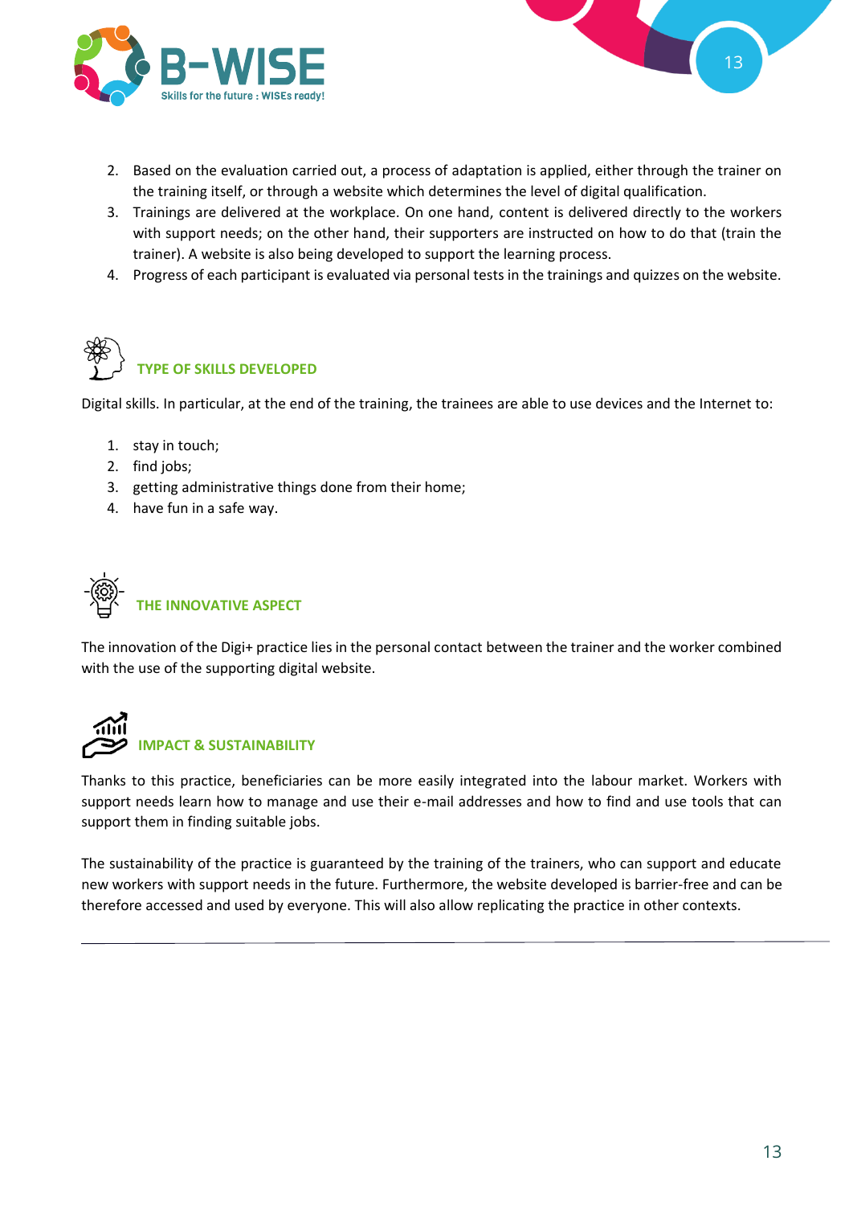2. Based on the evaluation carried out, a process of adaptation is applied, either through the trainer on the training itself, or through a website which determines the level of digital qualification.
3. Trainings are delivered at the workplace. On one hand, content is delivered directly to the workers with support needs; on the other hand, their supporters are instructed on how to do that (train the trainer). A website is also being developed to support the learning process.
4. Progress of each participant is evaluated via personal tests in the trainings and quizzes on the website.

## TYPE OF SKILLS DEVELOPED

Digital skills. In particular, at the end of the training, the trainees are able to use devices and the Internet to:

1. stay in touch;
2. find jobs;
3. getting administrative things done from their home;
4. have fun in a safe way.

## THE INNOVATIVE ASPECT

The innovation of the Digi+ practice lies in the personal contact between the trainer and the worker combined with the use of the supporting digital website.

## IMPACT & SUSTAINABILITY

Thanks to this practice, beneficiaries can be more easily integrated into the labour market. Workers with support needs learn how to manage and use their e-mail addresses and how to find and use tools that can support them in finding suitable jobs.

The sustainability of the practice is guaranteed by the training of the trainers, who can support and educate new workers with support needs in the future. Furthermore, the website developed is barrier-free and can be therefore accessed and used by everyone. This will also allow replicating the practice in other contexts.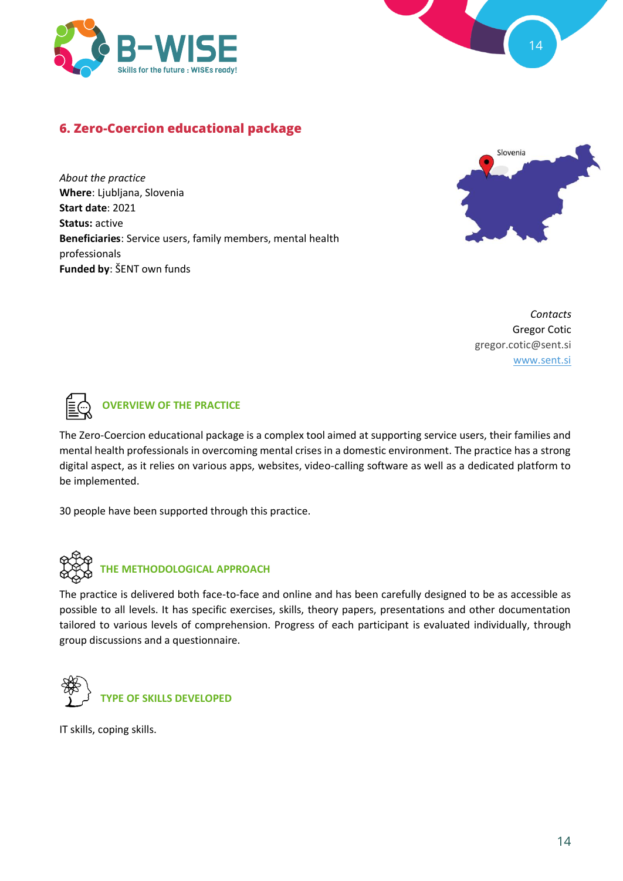## 6. Zero-Coercion educational package

*About the practice*
**Where**: Ljubljana, Slovenia
**Start date**: 2021
**Status:** active
**Beneficiaries**: Service users, family members, mental health professionals
**Funded by**: ŠENT own funds

*Contacts*
Gregor Cotic
gregor.cotic@sent.si
www.sent.si

### OVERVIEW OF THE PRACTICE

The Zero-Coercion educational package is a complex tool aimed at supporting service users, their families and mental health professionals in overcoming mental crises in a domestic environment. The practice has a strong digital aspect, as it relies on various apps, websites, video-calling software as well as a dedicated platform to be implemented.

30 people have been supported through this practice.

### THE METHODOLOGICAL APPROACH

The practice is delivered both face-to-face and online and has been carefully designed to be as accessible as possible to all levels. It has specific exercises, skills, theory papers, presentations and other documentation tailored to various levels of comprehension. Progress of each participant is evaluated individually, through group discussions and a questionnaire.

### TYPE OF SKILLS DEVELOPED

IT skills, coping skills.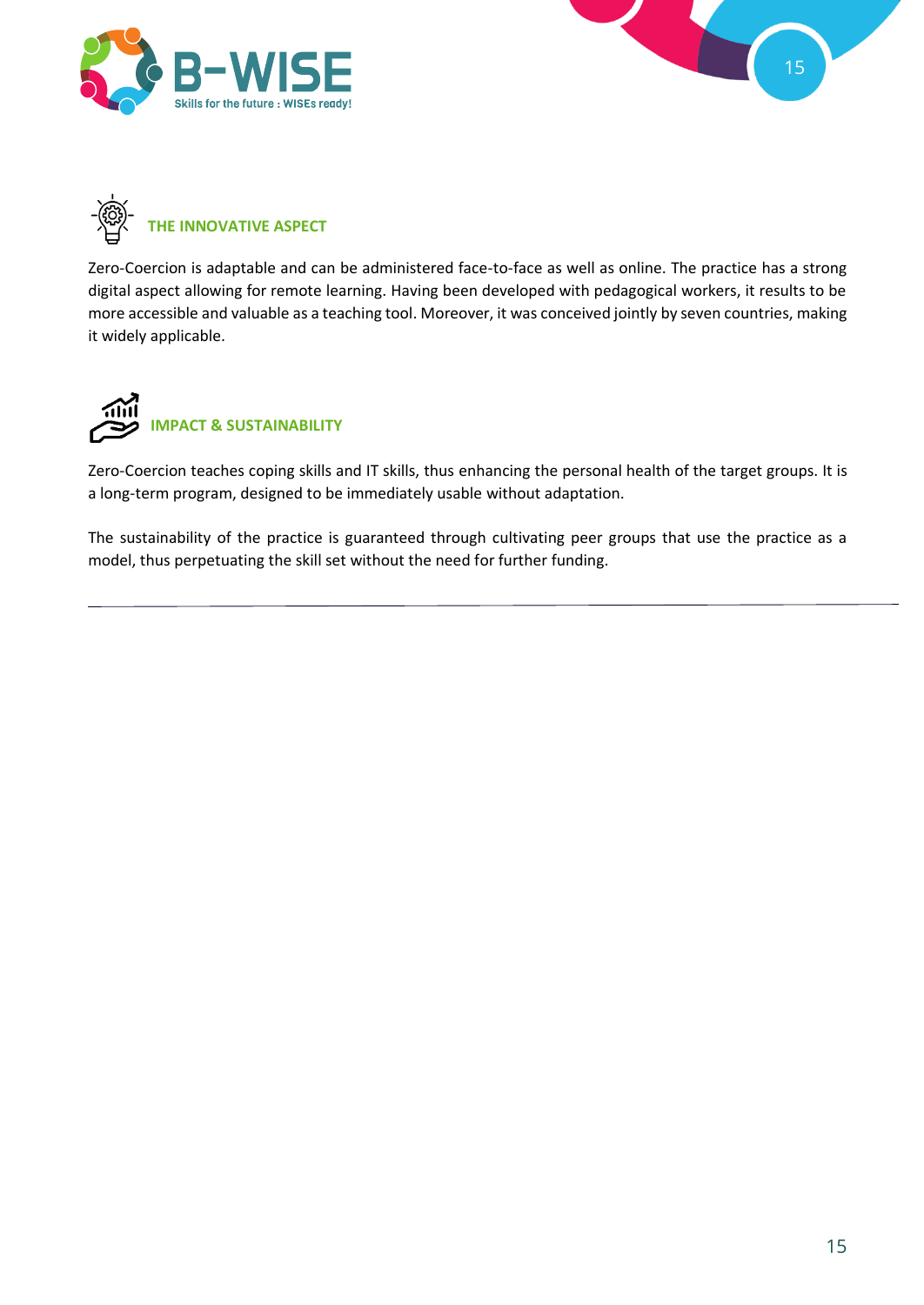## THE INNOVATIVE ASPECT

Zero-Coercion is adaptable and can be administered face-to-face as well as online. The practice has a strong digital aspect allowing for remote learning. Having been developed with pedagogical workers, it results to be more accessible and valuable as a teaching tool. Moreover, it was conceived jointly by seven countries, making it widely applicable.

## IMPACT & SUSTAINABILITY

Zero-Coercion teaches coping skills and IT skills, thus enhancing the personal health of the target groups. It is a long-term program, designed to be immediately usable without adaptation.

The sustainability of the practice is guaranteed through cultivating peer groups that use the practice as a model, thus perpetuating the skill set without the need for further funding.

---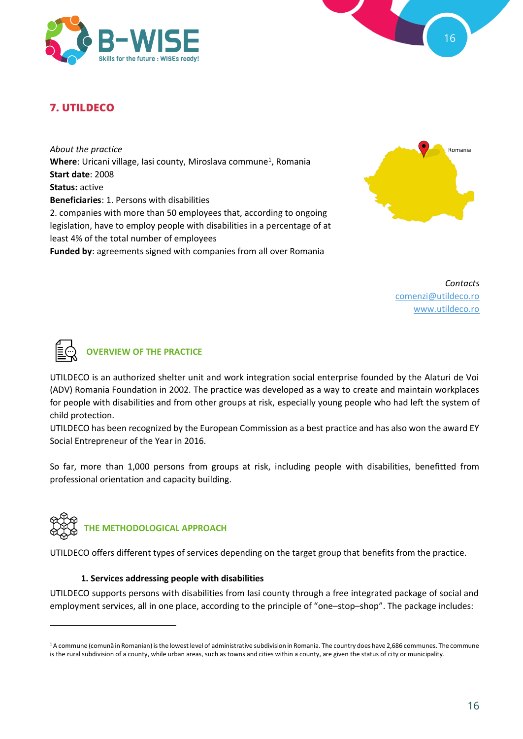## 7. UTILDECO

*About the practice*
**Where**: Uricani village, Iasi county, Miroslava commune[1], Romania
**Start date**: 2008
**Status:** active
**Beneficiaries**: 1. Persons with disabilities
2. companies with more than 50 employees that, according to ongoing legislation, have to employ people with disabilities in a percentage of at least 4% of the total number of employees
**Funded by**: agreements signed with companies from all over Romania

*Contacts*
comenzi@utildeco.ro
www.utildeco.ro

### OVERVIEW OF THE PRACTICE

UTILDECO is an authorized shelter unit and work integration social enterprise founded by the Alaturi de Voi (ADV) Romania Foundation in 2002. The practice was developed as a way to create and maintain workplaces for people with disabilities and from other groups at risk, especially young people who had left the system of child protection.
UTILDECO has been recognized by the European Commission as a best practice and has also won the award EY Social Entrepreneur of the Year in 2016.

So far, more than 1,000 persons from groups at risk, including people with disabilities, benefitted from professional orientation and capacity building.

### THE METHODOLOGICAL APPROACH

UTILDECO offers different types of services depending on the target group that benefits from the practice.

**1. Services addressing people with disabilities**

UTILDECO supports persons with disabilities from Iasi county through a free integrated package of social and employment services, all in one place, according to the principle of "one–stop–shop". The package includes:

---

[1] A commune (comună in Romanian) is the lowest level of administrative subdivision in Romania. The country does have 2,686 communes. The commune is the rural subdivision of a county, while urban areas, such as towns and cities within a county, are given the status of city or municipality.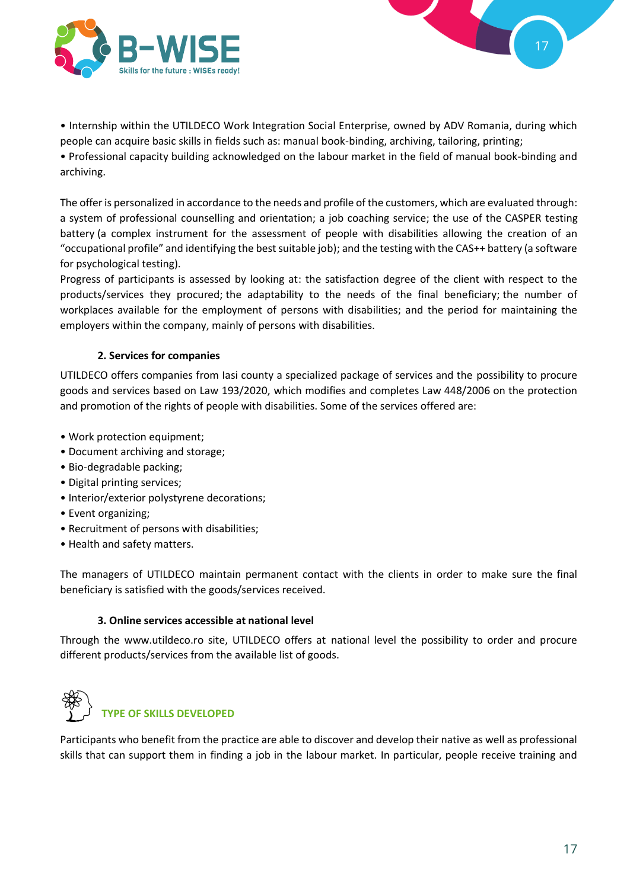• Internship within the UTILDECO Work Integration Social Enterprise, owned by ADV Romania, during which people can acquire basic skills in fields such as: manual book-binding, archiving, tailoring, printing;
• Professional capacity building acknowledged on the labour market in the field of manual book-binding and archiving.

The offer is personalized in accordance to the needs and profile of the customers, which are evaluated through: a system of professional counselling and orientation; a job coaching service; the use of the CASPER testing battery (a complex instrument for the assessment of people with disabilities allowing the creation of an "occupational profile" and identifying the best suitable job); and the testing with the CAS++ battery (a software for psychological testing).
Progress of participants is assessed by looking at: the satisfaction degree of the client with respect to the products/services they procured; the adaptability to the needs of the final beneficiary; the number of workplaces available for the employment of persons with disabilities; and the period for maintaining the employers within the company, mainly of persons with disabilities.

**2. Services for companies**

UTILDECO offers companies from Iasi county a specialized package of services and the possibility to procure goods and services based on Law 193/2020, which modifies and completes Law 448/2006 on the protection and promotion of the rights of people with disabilities. Some of the services offered are:

• Work protection equipment;
• Document archiving and storage;
• Bio-degradable packing;
• Digital printing services;
• Interior/exterior polystyrene decorations;
• Event organizing;
• Recruitment of persons with disabilities;
• Health and safety matters.

The managers of UTILDECO maintain permanent contact with the clients in order to make sure the final beneficiary is satisfied with the goods/services received.

**3. Online services accessible at national level**

Through the www.utildeco.ro site, UTILDECO offers at national level the possibility to order and procure different products/services from the available list of goods.

## TYPE OF SKILLS DEVELOPED

Participants who benefit from the practice are able to discover and develop their native as well as professional skills that can support them in finding a job in the labour market. In particular, people receive training and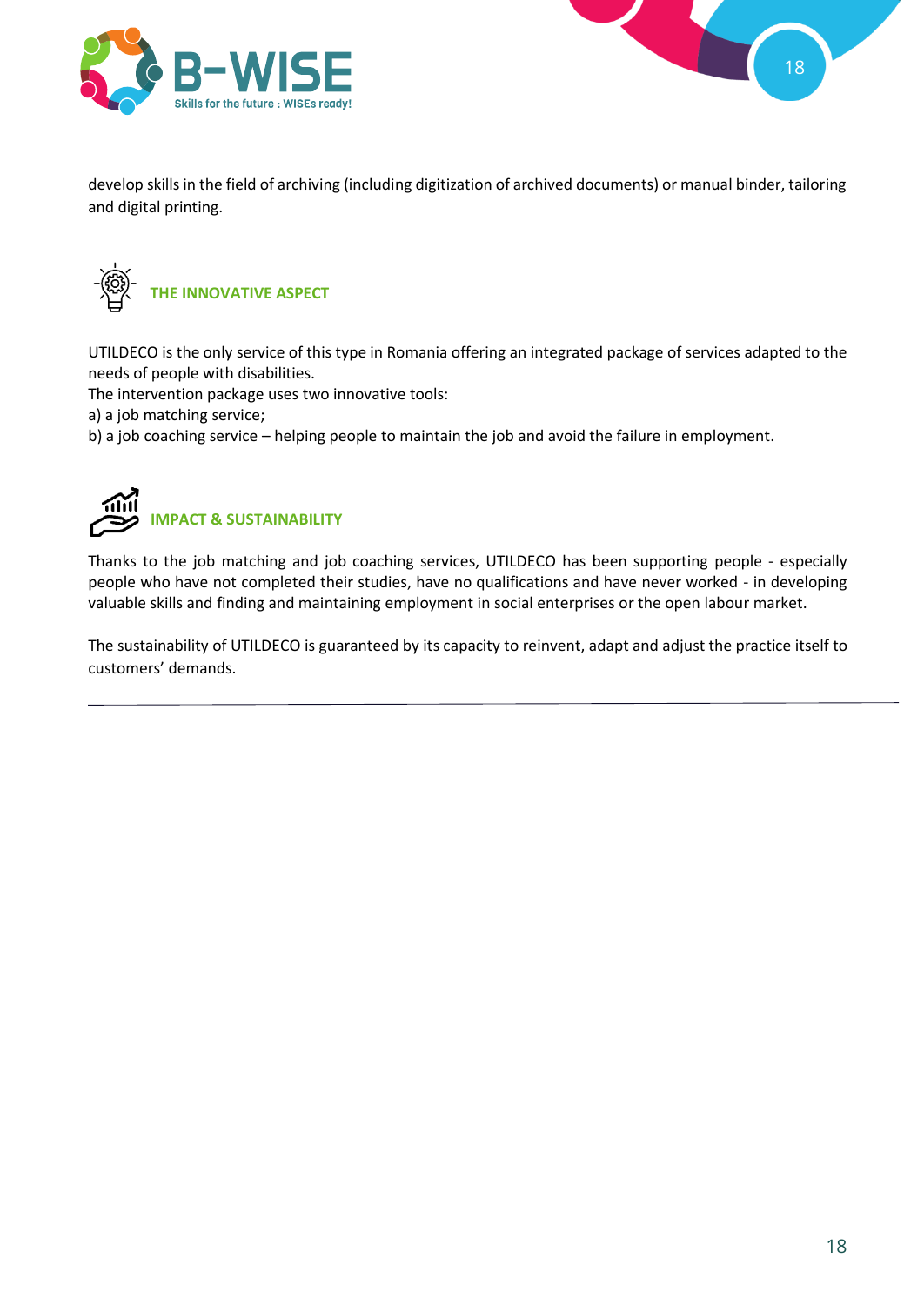develop skills in the field of archiving (including digitization of archived documents) or manual binder, tailoring and digital printing.

## THE INNOVATIVE ASPECT

UTILDECO is the only service of this type in Romania offering an integrated package of services adapted to the needs of people with disabilities.
The intervention package uses two innovative tools:
a) a job matching service;
b) a job coaching service – helping people to maintain the job and avoid the failure in employment.

## IMPACT & SUSTAINABILITY

Thanks to the job matching and job coaching services, UTILDECO has been supporting people - especially people who have not completed their studies, have no qualifications and have never worked - in developing valuable skills and finding and maintaining employment in social enterprises or the open labour market.

The sustainability of UTILDECO is guaranteed by its capacity to reinvent, adapt and adjust the practice itself to customers' demands.

---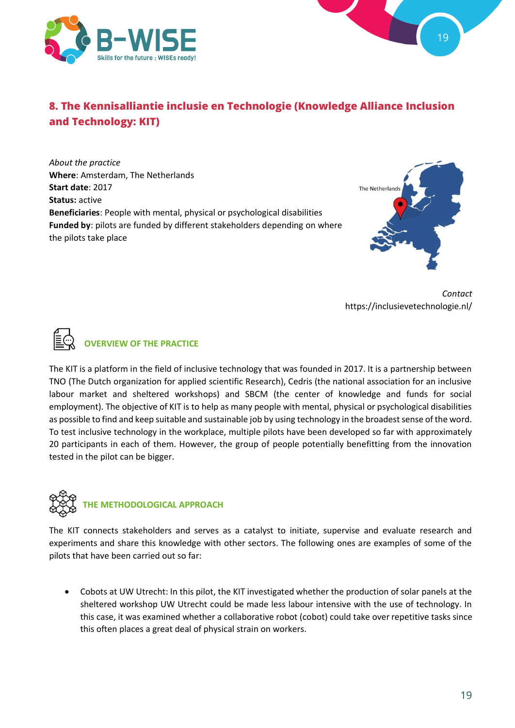## 8. The Kennisalliantie inclusie en Technologie (Knowledge Alliance Inclusion and Technology: KIT)

*About the practice*
**Where**: Amsterdam, The Netherlands
**Start date**: 2017
**Status:** active
**Beneficiaries**: People with mental, physical or psychological disabilities
**Funded by**: pilots are funded by different stakeholders depending on where the pilots take place

The Netherlands

*Contact*
https://inclusievetechnologie.nl/

### OVERVIEW OF THE PRACTICE

The KIT is a platform in the field of inclusive technology that was founded in 2017. It is a partnership between TNO (The Dutch organization for applied scientific Research), Cedris (the national association for an inclusive labour market and sheltered workshops) and SBCM (the center of knowledge and funds for social employment). The objective of KIT is to help as many people with mental, physical or psychological disabilities as possible to find and keep suitable and sustainable job by using technology in the broadest sense of the word. To test inclusive technology in the workplace, multiple pilots have been developed so far with approximately 20 participants in each of them. However, the group of people potentially benefitting from the innovation tested in the pilot can be bigger.

### THE METHODOLOGICAL APPROACH

The KIT connects stakeholders and serves as a catalyst to initiate, supervise and evaluate research and experiments and share this knowledge with other sectors. The following ones are examples of some of the pilots that have been carried out so far:

- Cobots at UW Utrecht: In this pilot, the KIT investigated whether the production of solar panels at the sheltered workshop UW Utrecht could be made less labour intensive with the use of technology. In this case, it was examined whether a collaborative robot (cobot) could take over repetitive tasks since this often places a great deal of physical strain on workers.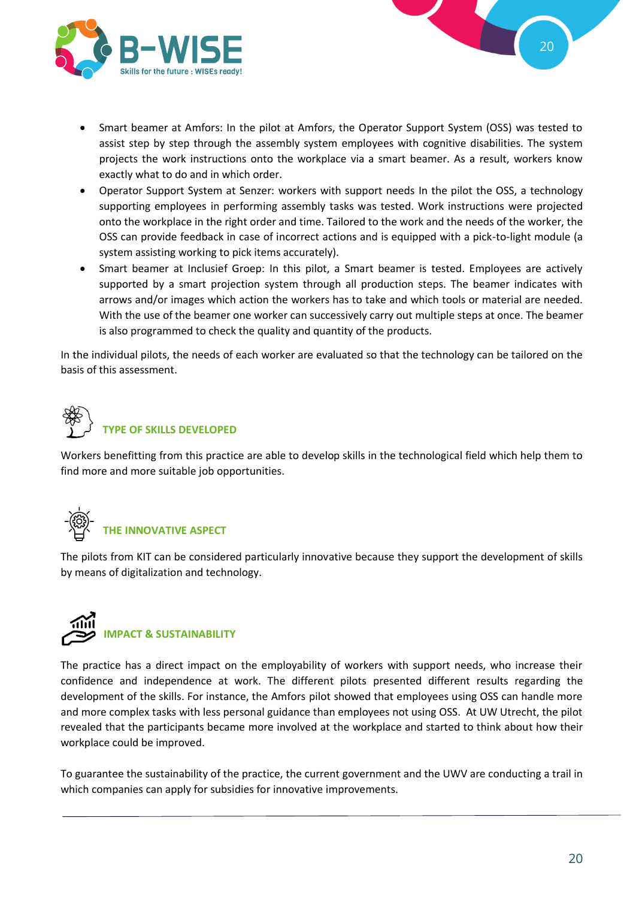- Smart beamer at Amfors: In the pilot at Amfors, the Operator Support System (OSS) was tested to assist step by step through the assembly system employees with cognitive disabilities. The system projects the work instructions onto the workplace via a smart beamer. As a result, workers know exactly what to do and in which order.
- Operator Support System at Senzer: workers with support needs In the pilot the OSS, a technology supporting employees in performing assembly tasks was tested. Work instructions were projected onto the workplace in the right order and time. Tailored to the work and the needs of the worker, the OSS can provide feedback in case of incorrect actions and is equipped with a pick-to-light module (a system assisting working to pick items accurately).
- Smart beamer at Inclusief Groep: In this pilot, a Smart beamer is tested. Employees are actively supported by a smart projection system through all production steps. The beamer indicates with arrows and/or images which action the workers has to take and which tools or material are needed. With the use of the beamer one worker can successively carry out multiple steps at once. The beamer is also programmed to check the quality and quantity of the products.

In the individual pilots, the needs of each worker are evaluated so that the technology can be tailored on the basis of this assessment.

## TYPE OF SKILLS DEVELOPED

Workers benefitting from this practice are able to develop skills in the technological field which help them to find more and more suitable job opportunities.

## THE INNOVATIVE ASPECT

The pilots from KIT can be considered particularly innovative because they support the development of skills by means of digitalization and technology.

## IMPACT & SUSTAINABILITY

The practice has a direct impact on the employability of workers with support needs, who increase their confidence and independence at work. The different pilots presented different results regarding the development of the skills. For instance, the Amfors pilot showed that employees using OSS can handle more and more complex tasks with less personal guidance than employees not using OSS. At UW Utrecht, the pilot revealed that the participants became more involved at the workplace and started to think about how their workplace could be improved.

To guarantee the sustainability of the practice, the current government and the UWV are conducting a trail in which companies can apply for subsidies for innovative improvements.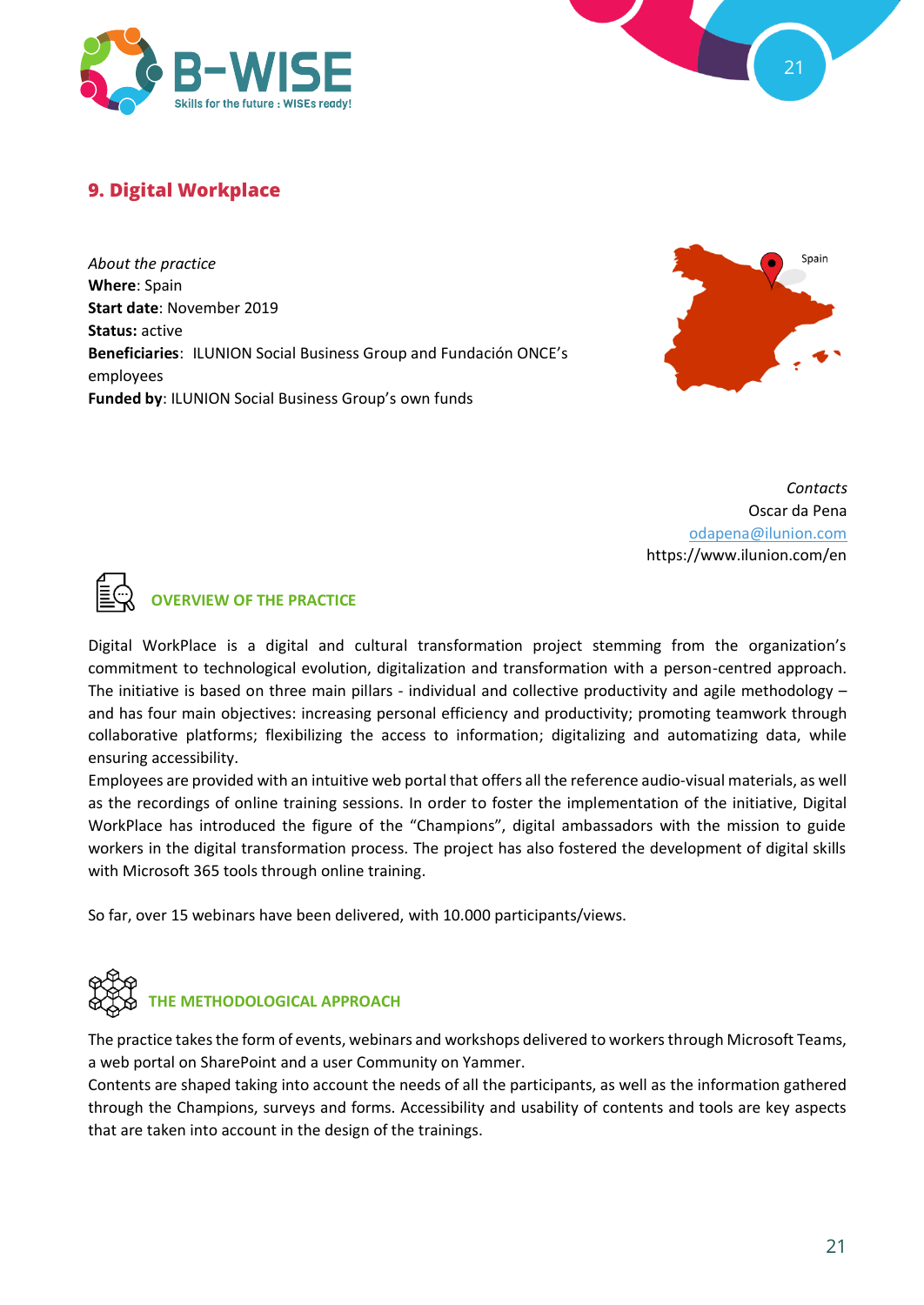## 9. Digital Workplace

*About the practice*
**Where**: Spain
**Start date**: November 2019
**Status:** active
**Beneficiaries**: ILUNION Social Business Group and Fundación ONCE's employees
**Funded by**: ILUNION Social Business Group's own funds

*Contacts*
Oscar da Pena
odapena@ilunion.com
https://www.ilunion.com/en

### OVERVIEW OF THE PRACTICE

Digital WorkPlace is a digital and cultural transformation project stemming from the organization's commitment to technological evolution, digitalization and transformation with a person-centred approach. The initiative is based on three main pillars - individual and collective productivity and agile methodology – and has four main objectives: increasing personal efficiency and productivity; promoting teamwork through collaborative platforms; flexibilizing the access to information; digitalizing and automatizing data, while ensuring accessibility.
Employees are provided with an intuitive web portal that offers all the reference audio-visual materials, as well as the recordings of online training sessions. In order to foster the implementation of the initiative, Digital WorkPlace has introduced the figure of the "Champions", digital ambassadors with the mission to guide workers in the digital transformation process. The project has also fostered the development of digital skills with Microsoft 365 tools through online training.

So far, over 15 webinars have been delivered, with 10.000 participants/views.

### THE METHODOLOGICAL APPROACH

The practice takes the form of events, webinars and workshops delivered to workers through Microsoft Teams, a web portal on SharePoint and a user Community on Yammer.
Contents are shaped taking into account the needs of all the participants, as well as the information gathered through the Champions, surveys and forms. Accessibility and usability of contents and tools are key aspects that are taken into account in the design of the trainings.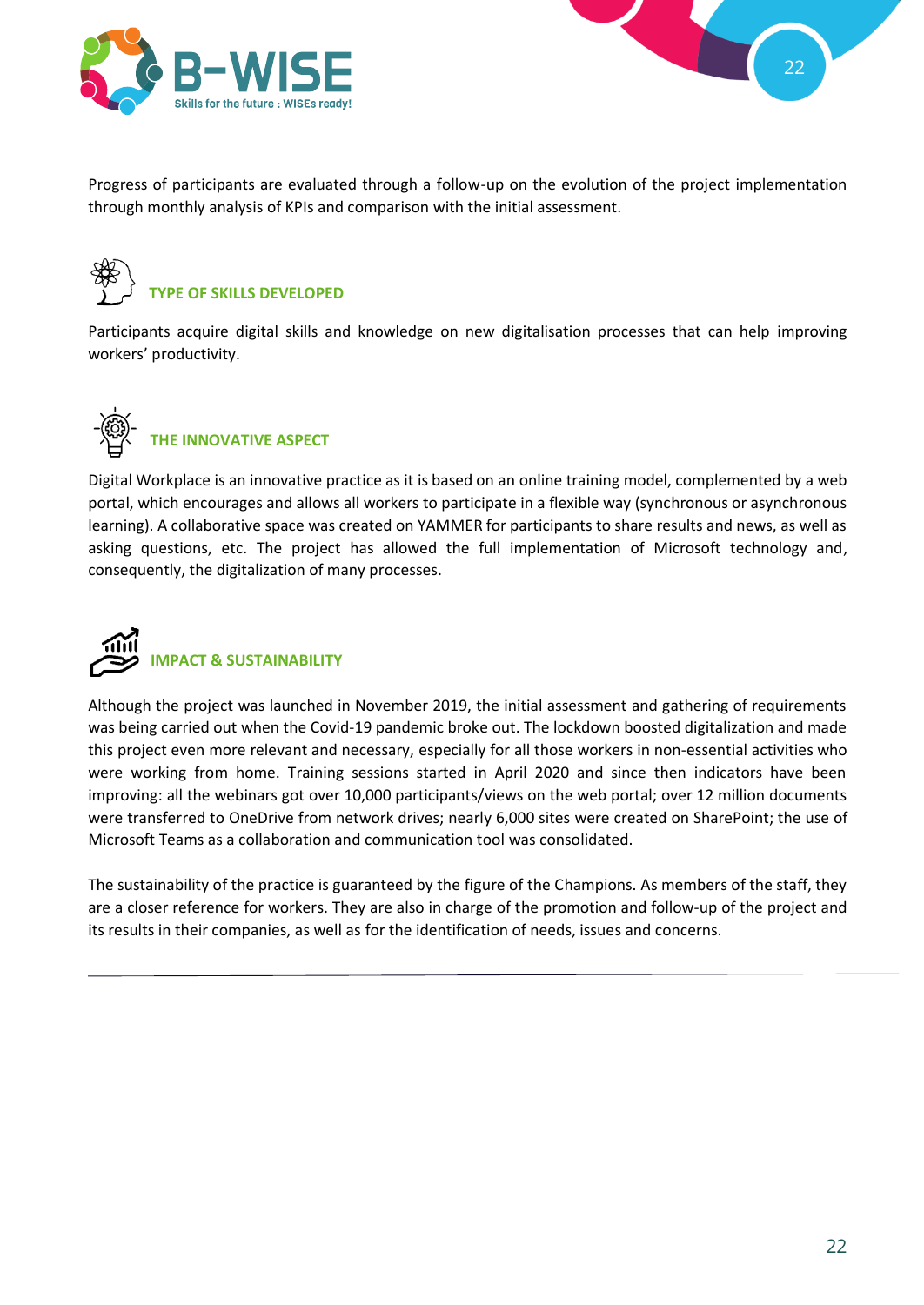Progress of participants are evaluated through a follow-up on the evolution of the project implementation through monthly analysis of KPIs and comparison with the initial assessment.

## TYPE OF SKILLS DEVELOPED

Participants acquire digital skills and knowledge on new digitalisation processes that can help improving workers' productivity.

## THE INNOVATIVE ASPECT

Digital Workplace is an innovative practice as it is based on an online training model, complemented by a web portal, which encourages and allows all workers to participate in a flexible way (synchronous or asynchronous learning). A collaborative space was created on YAMMER for participants to share results and news, as well as asking questions, etc. The project has allowed the full implementation of Microsoft technology and, consequently, the digitalization of many processes.

## IMPACT & SUSTAINABILITY

Although the project was launched in November 2019, the initial assessment and gathering of requirements was being carried out when the Covid-19 pandemic broke out. The lockdown boosted digitalization and made this project even more relevant and necessary, especially for all those workers in non-essential activities who were working from home. Training sessions started in April 2020 and since then indicators have been improving: all the webinars got over 10,000 participants/views on the web portal; over 12 million documents were transferred to OneDrive from network drives; nearly 6,000 sites were created on SharePoint; the use of Microsoft Teams as a collaboration and communication tool was consolidated.

The sustainability of the practice is guaranteed by the figure of the Champions. As members of the staff, they are a closer reference for workers. They are also in charge of the promotion and follow-up of the project and its results in their companies, as well as for the identification of needs, issues and concerns.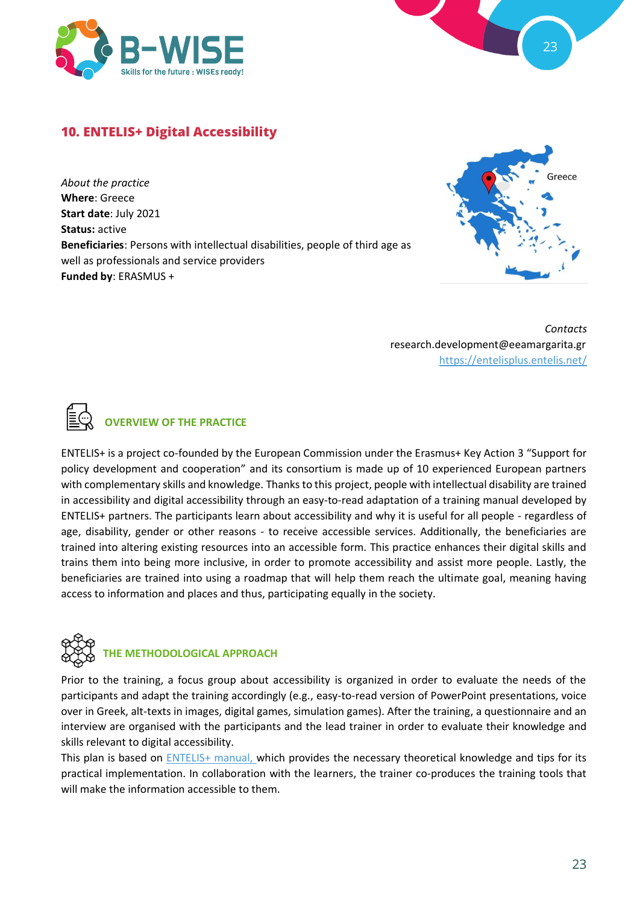## 10. ENTELIS+ Digital Accessibility

*About the practice*
**Where**: Greece
**Start date**: July 2021
**Status:** active
**Beneficiaries**: Persons with intellectual disabilities, people of third age as well as professionals and service providers
**Funded by**: ERASMUS +

*Contacts*
research.development@eeamargarita.gr
[https://entelisplus.entelis.net/](https://entelisplus.entelis.net/)

### OVERVIEW OF THE PRACTICE

ENTELIS+ is a project co-founded by the European Commission under the Erasmus+ Key Action 3 "Support for policy development and cooperation" and its consortium is made up of 10 experienced European partners with complementary skills and knowledge. Thanks to this project, people with intellectual disability are trained in accessibility and digital accessibility through an easy-to-read adaptation of a training manual developed by ENTELIS+ partners. The participants learn about accessibility and why it is useful for all people - regardless of age, disability, gender or other reasons - to receive accessible services. Additionally, the beneficiaries are trained into altering existing resources into an accessible form. This practice enhances their digital skills and trains them into being more inclusive, in order to promote accessibility and assist more people. Lastly, the beneficiaries are trained into using a roadmap that will help them reach the ultimate goal, meaning having access to information and places and thus, participating equally in the society.

### THE METHODOLOGICAL APPROACH

Prior to the training, a focus group about accessibility is organized in order to evaluate the needs of the participants and adapt the training accordingly (e.g., easy-to-read version of PowerPoint presentations, voice over in Greek, alt-texts in images, digital games, simulation games). After the training, a questionnaire and an interview are organised with the participants and the lead trainer in order to evaluate their knowledge and skills relevant to digital accessibility.

This plan is based on ENTELIS+ manual, which provides the necessary theoretical knowledge and tips for its practical implementation. In collaboration with the learners, the trainer co-produces the training tools that will make the information accessible to them.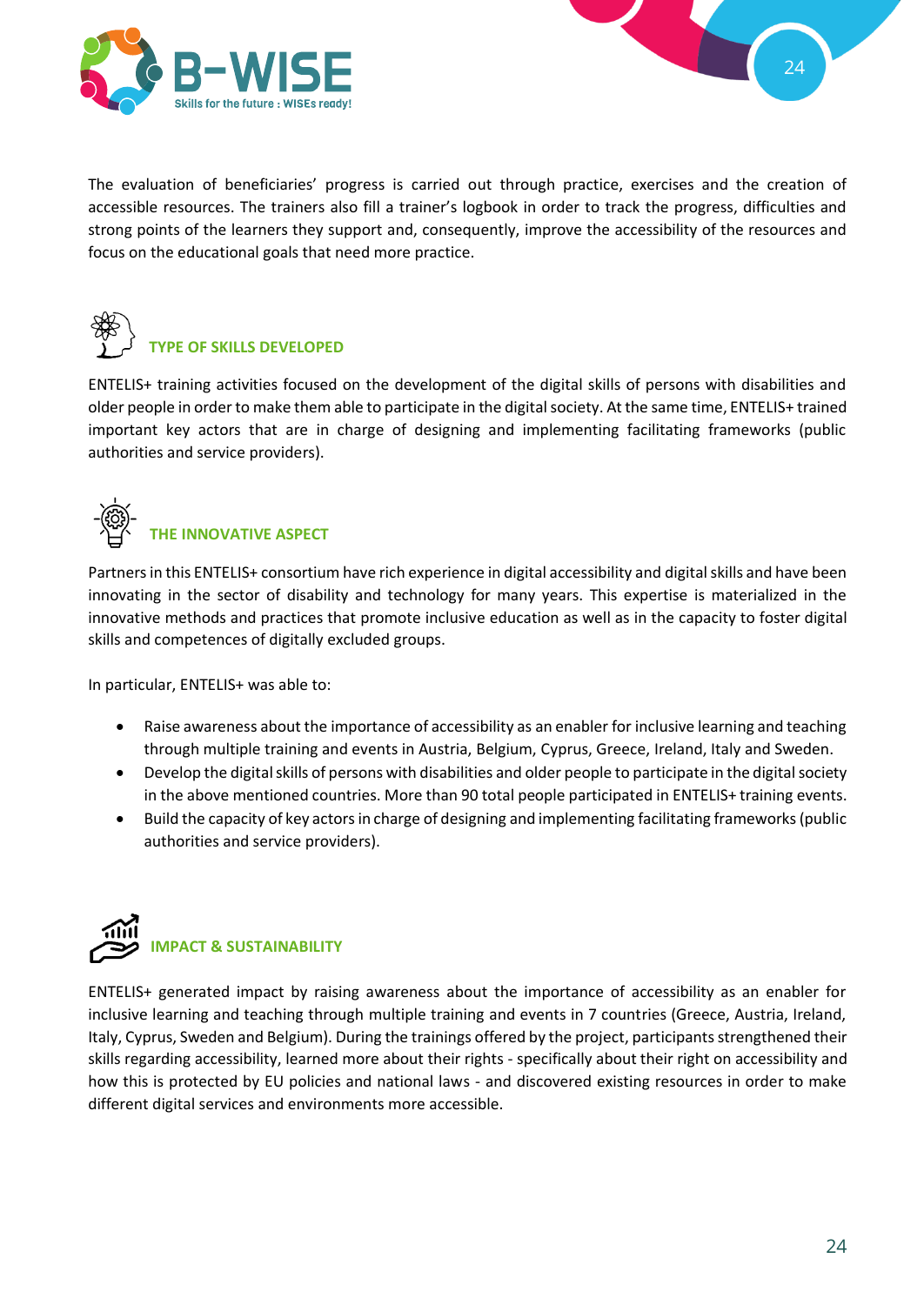The evaluation of beneficiaries' progress is carried out through practice, exercises and the creation of accessible resources. The trainers also fill a trainer's logbook in order to track the progress, difficulties and strong points of the learners they support and, consequently, improve the accessibility of the resources and focus on the educational goals that need more practice.

## TYPE OF SKILLS DEVELOPED

ENTELIS+ training activities focused on the development of the digital skills of persons with disabilities and older people in order to make them able to participate in the digital society. At the same time, ENTELIS+ trained important key actors that are in charge of designing and implementing facilitating frameworks (public authorities and service providers).

## THE INNOVATIVE ASPECT

Partners in this ENTELIS+ consortium have rich experience in digital accessibility and digital skills and have been innovating in the sector of disability and technology for many years. This expertise is materialized in the innovative methods and practices that promote inclusive education as well as in the capacity to foster digital skills and competences of digitally excluded groups.

In particular, ENTELIS+ was able to:

- Raise awareness about the importance of accessibility as an enabler for inclusive learning and teaching through multiple training and events in Austria, Belgium, Cyprus, Greece, Ireland, Italy and Sweden.
- Develop the digital skills of persons with disabilities and older people to participate in the digital society in the above mentioned countries. More than 90 total people participated in ENTELIS+ training events.
- Build the capacity of key actors in charge of designing and implementing facilitating frameworks (public authorities and service providers).

## IMPACT & SUSTAINABILITY

ENTELIS+ generated impact by raising awareness about the importance of accessibility as an enabler for inclusive learning and teaching through multiple training and events in 7 countries (Greece, Austria, Ireland, Italy, Cyprus, Sweden and Belgium). During the trainings offered by the project, participants strengthened their skills regarding accessibility, learned more about their rights - specifically about their right on accessibility and how this is protected by EU policies and national laws - and discovered existing resources in order to make different digital services and environments more accessible.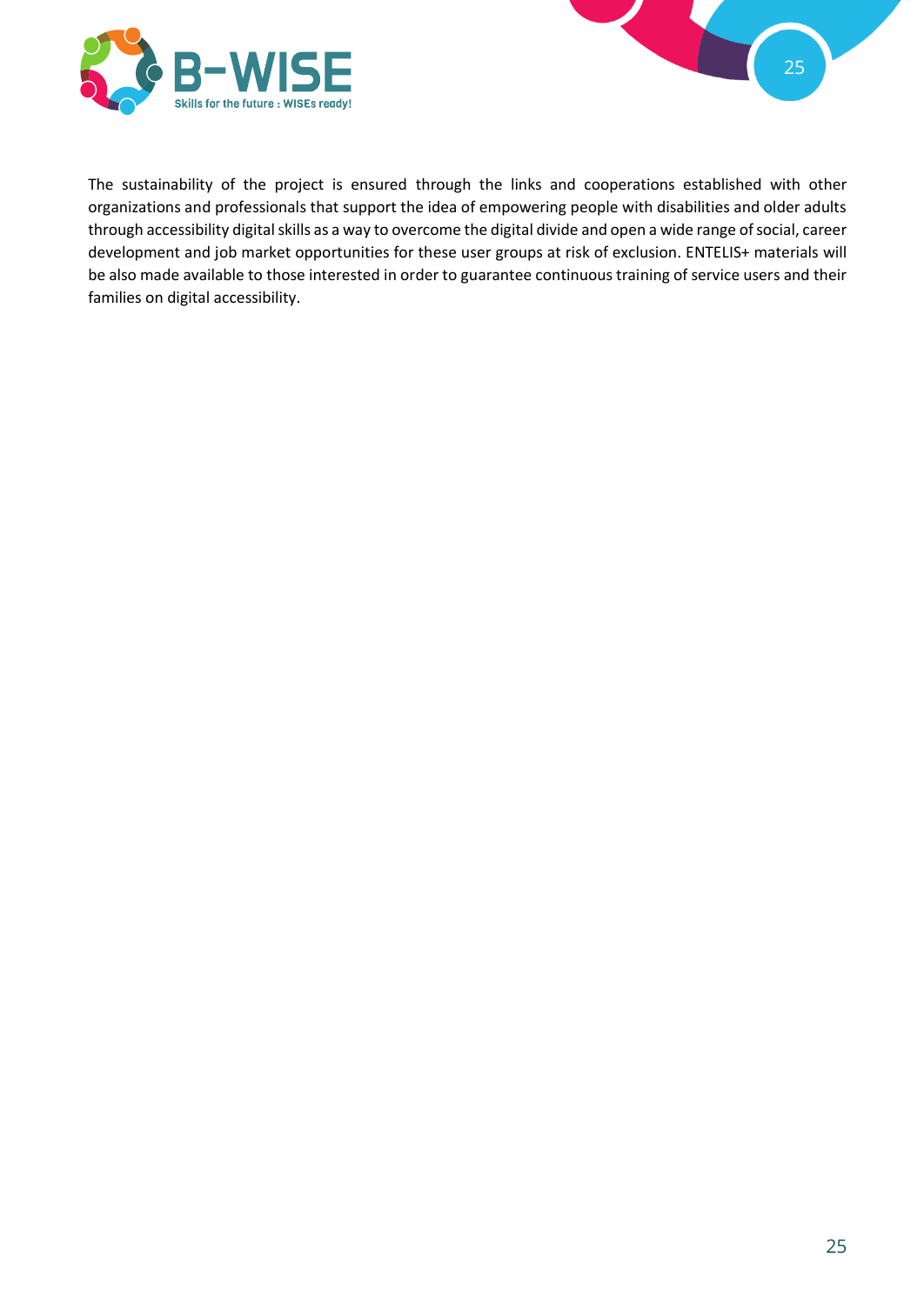The sustainability of the project is ensured through the links and cooperations established with other organizations and professionals that support the idea of empowering people with disabilities and older adults through accessibility digital skills as a way to overcome the digital divide and open a wide range of social, career development and job market opportunities for these user groups at risk of exclusion. ENTELIS+ materials will be also made available to those interested in order to guarantee continuous training of service users and their families on digital accessibility.